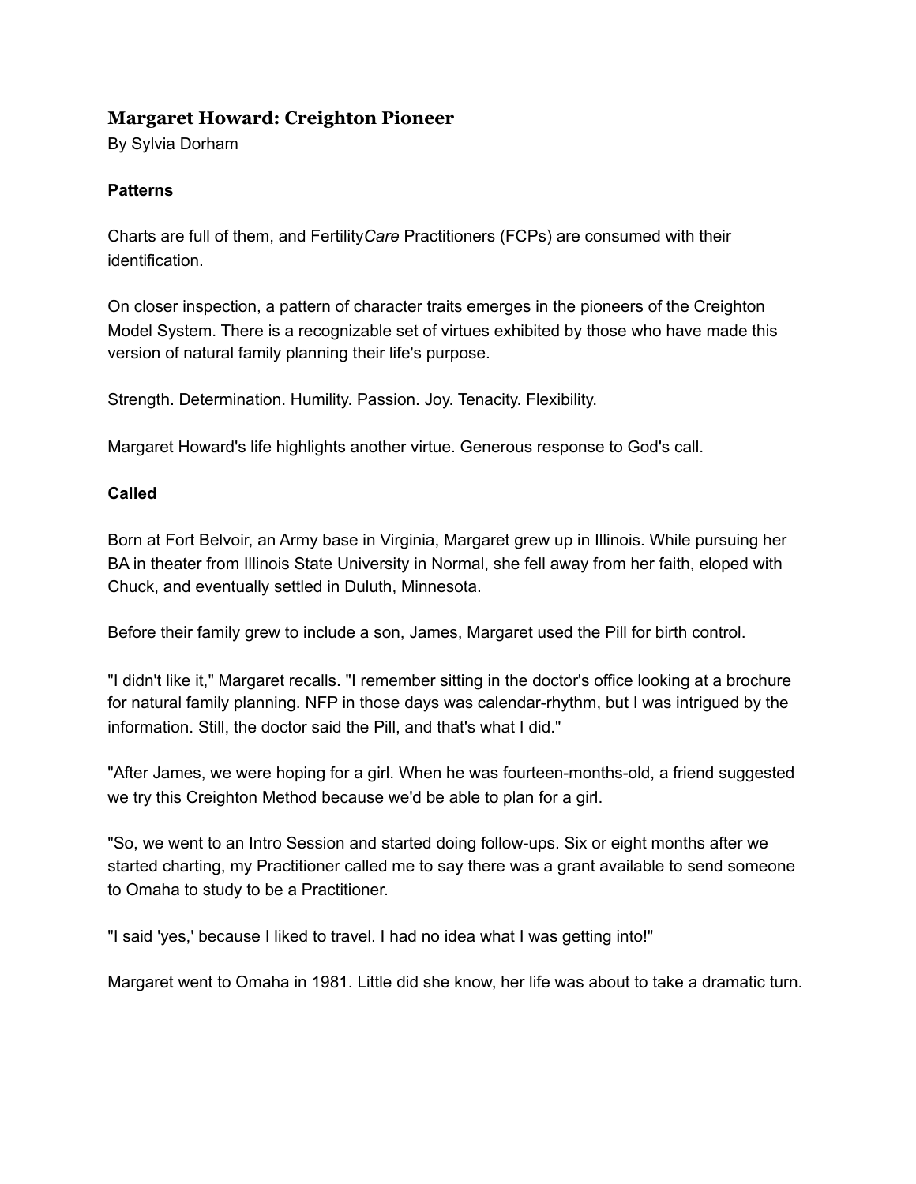# Margaret Howard: Creighton Pioneer

By Sylvia Dorham

**Patterns**

Charts are full of them, and Fertility*Care* Practitioners (FCPs) are consumed with their identification.

On closer inspection, a pattern of character traits emerges in the pioneers of the Creighton Model System. There is a recognizable set of virtues exhibited by those who have made this version of natural family planning their life's purpose.

Strength. Determination. Humility. Passion. Joy. Tenacity. Flexibility.

Margaret Howard's life highlights another virtue. Generous response to God's call.

**Called**

Born at Fort Belvoir, an Army base in Virginia, Margaret grew up in Illinois. While pursuing her BA in theater from Illinois State University in Normal, she fell away from her faith, eloped with Chuck, and eventually settled in Duluth, Minnesota.

Before their family grew to include a son, James, Margaret used the Pill for birth control.

"I didn't like it," Margaret recalls. "I remember sitting in the doctor's office looking at a brochure for natural family planning. NFP in those days was calendar-rhythm, but I was intrigued by the information. Still, the doctor said the Pill, and that's what I did."

"After James, we were hoping for a girl. When he was fourteen-months-old, a friend suggested we try this Creighton Method because we'd be able to plan for a girl.

"So, we went to an Intro Session and started doing follow-ups. Six or eight months after we started charting, my Practitioner called me to say there was a grant available to send someone to Omaha to study to be a Practitioner.

"I said 'yes,' because I liked to travel. I had no idea what I was getting into!"

Margaret went to Omaha in 1981. Little did she know, her life was about to take a dramatic turn.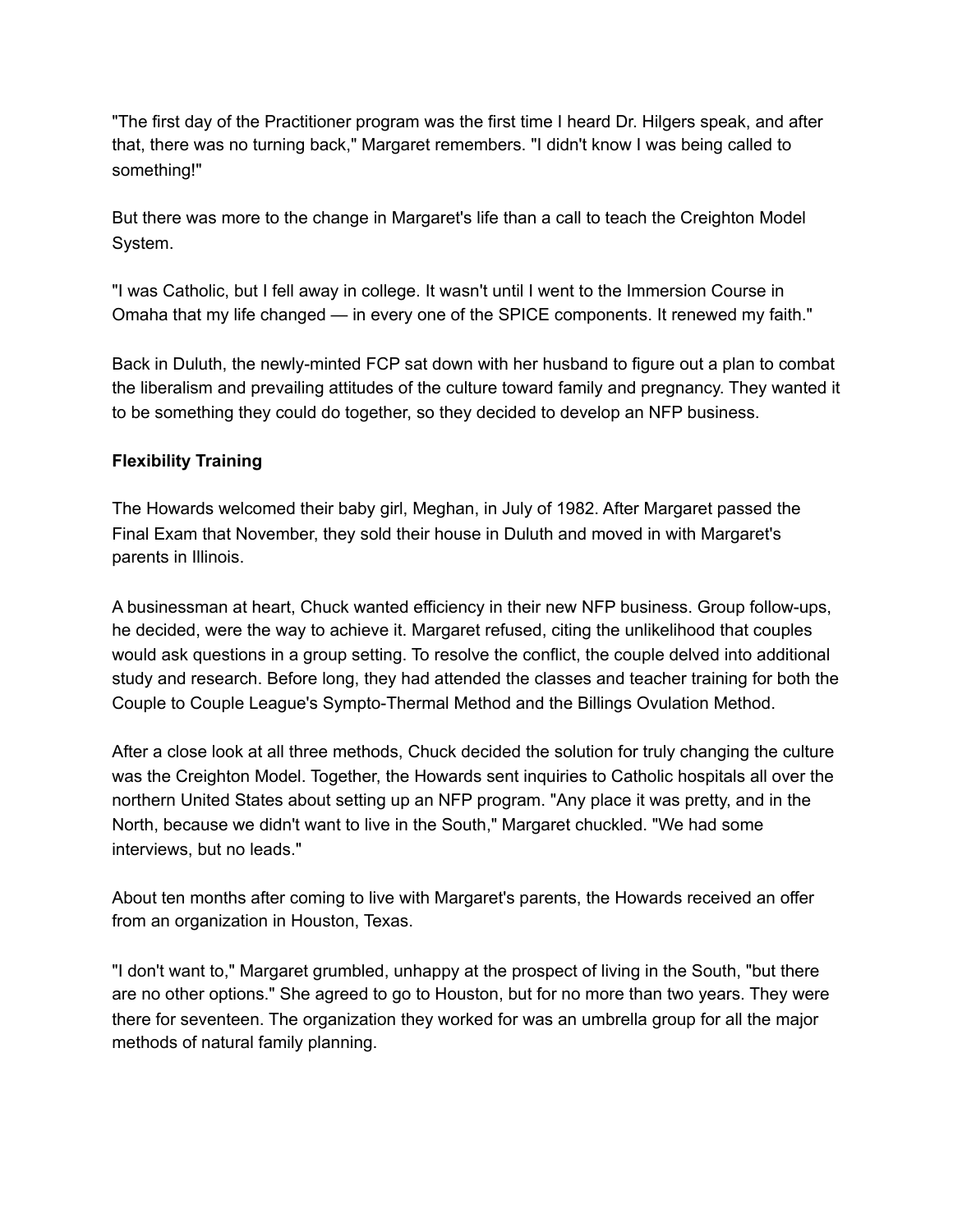"The first day of the Practitioner program was the first time I heard Dr. Hilgers speak, and after that, there was no turning back," Margaret remembers. "I didn't know I was being called to something!"

But there was more to the change in Margaret's life than a call to teach the Creighton Model System.

"I was Catholic, but I fell away in college. It wasn't until I went to the Immersion Course in Omaha that my life changed — in every one of the SPICE components. It renewed my faith."

Back in Duluth, the newly-minted FCP sat down with her husband to figure out a plan to combat the liberalism and prevailing attitudes of the culture toward family and pregnancy. They wanted it to be something they could do together, so they decided to develop an NFP business.

**Flexibility Training**

The Howards welcomed their baby girl, Meghan, in July of 1982. After Margaret passed the Final Exam that November, they sold their house in Duluth and moved in with Margaret's parents in Illinois.

A businessman at heart, Chuck wanted efficiency in their new NFP business. Group follow-ups, he decided, were the way to achieve it. Margaret refused, citing the unlikelihood that couples would ask questions in a group setting. To resolve the conflict, the couple delved into additional study and research. Before long, they had attended the classes and teacher training for both the Couple to Couple League's Sympto-Thermal Method and the Billings Ovulation Method.

After a close look at all three methods, Chuck decided the solution for truly changing the culture was the Creighton Model. Together, the Howards sent inquiries to Catholic hospitals all over the northern United States about setting up an NFP program. "Any place it was pretty, and in the North, because we didn't want to live in the South," Margaret chuckled. "We had some interviews, but no leads."

About ten months after coming to live with Margaret's parents, the Howards received an offer from an organization in Houston, Texas.

"I don't want to," Margaret grumbled, unhappy at the prospect of living in the South, "but there are no other options." She agreed to go to Houston, but for no more than two years. They were there for seventeen. The organization they worked for was an umbrella group for all the major methods of natural family planning.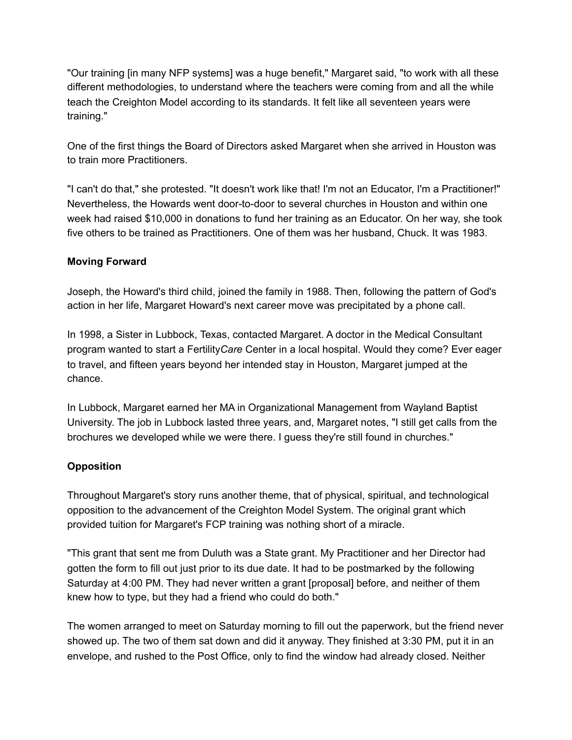"Our training [in many NFP systems] was a huge benefit," Margaret said, "to work with all these different methodologies, to understand where the teachers were coming from and all the while teach the Creighton Model according to its standards. It felt like all seventeen years were training."

One of the first things the Board of Directors asked Margaret when she arrived in Houston was to train more Practitioners.

"I can't do that," she protested. "It doesn't work like that! I'm not an Educator, I'm a Practitioner!" Nevertheless, the Howards went door-to-door to several churches in Houston and within one week had raised $10,000 in donations to fund her training as an Educator. On her way, she took five others to be trained as Practitioners. One of them was her husband, Chuck. It was 1983.

**Moving Forward**

Joseph, the Howard's third child, joined the family in 1988. Then, following the pattern of God's action in her life, Margaret Howard's next career move was precipitated by a phone call.

In 1998, a Sister in Lubbock, Texas, contacted Margaret. A doctor in the Medical Consultant program wanted to start a Fertility*Care* Center in a local hospital. Would they come? Ever eager to travel, and fifteen years beyond her intended stay in Houston, Margaret jumped at the chance.

In Lubbock, Margaret earned her MA in Organizational Management from Wayland Baptist University. The job in Lubbock lasted three years, and, Margaret notes, "I still get calls from the brochures we developed while we were there. I guess they're still found in churches."

**Opposition**

Throughout Margaret's story runs another theme, that of physical, spiritual, and technological opposition to the advancement of the Creighton Model System. The original grant which provided tuition for Margaret's FCP training was nothing short of a miracle.

"This grant that sent me from Duluth was a State grant. My Practitioner and her Director had gotten the form to fill out just prior to its due date. It had to be postmarked by the following Saturday at 4:00 PM. They had never written a grant [proposal] before, and neither of them knew how to type, but they had a friend who could do both."

The women arranged to meet on Saturday morning to fill out the paperwork, but the friend never showed up. The two of them sat down and did it anyway. They finished at 3:30 PM, put it in an envelope, and rushed to the Post Office, only to find the window had already closed. Neither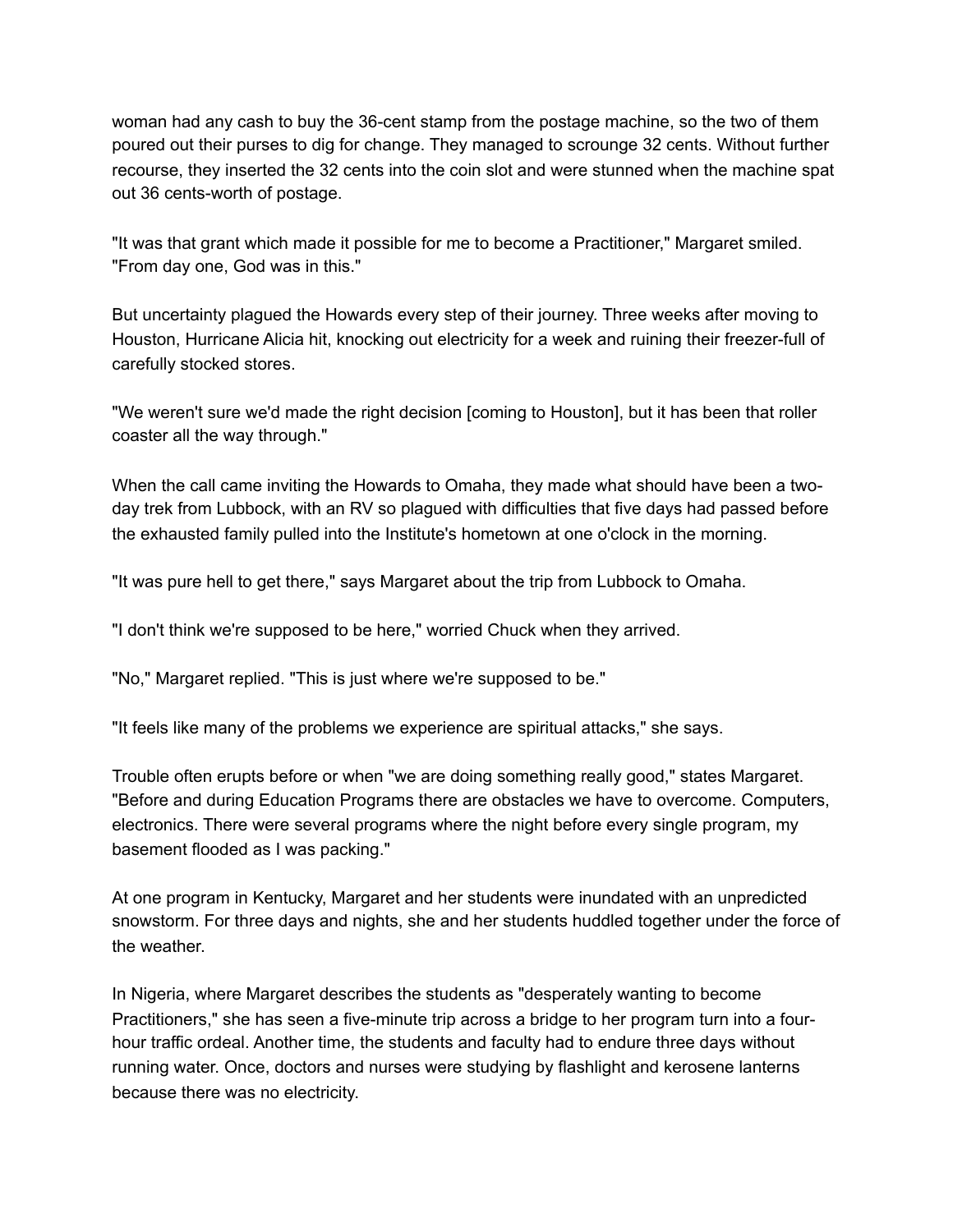woman had any cash to buy the 36-cent stamp from the postage machine, so the two of them poured out their purses to dig for change. They managed to scrounge 32 cents. Without further recourse, they inserted the 32 cents into the coin slot and were stunned when the machine spat out 36 cents-worth of postage.

"It was that grant which made it possible for me to become a Practitioner," Margaret smiled. "From day one, God was in this."

But uncertainty plagued the Howards every step of their journey. Three weeks after moving to Houston, Hurricane Alicia hit, knocking out electricity for a week and ruining their freezer-full of carefully stocked stores.

"We weren't sure we'd made the right decision [coming to Houston], but it has been that roller coaster all the way through."

When the call came inviting the Howards to Omaha, they made what should have been a two-day trek from Lubbock, with an RV so plagued with difficulties that five days had passed before the exhausted family pulled into the Institute's hometown at one o'clock in the morning.

"It was pure hell to get there," says Margaret about the trip from Lubbock to Omaha.

"I don't think we're supposed to be here," worried Chuck when they arrived.

"No," Margaret replied. "This is just where we're supposed to be."

"It feels like many of the problems we experience are spiritual attacks," she says.

Trouble often erupts before or when "we are doing something really good," states Margaret. "Before and during Education Programs there are obstacles we have to overcome. Computers, electronics. There were several programs where the night before every single program, my basement flooded as I was packing."

At one program in Kentucky, Margaret and her students were inundated with an unpredicted snowstorm. For three days and nights, she and her students huddled together under the force of the weather.

In Nigeria, where Margaret describes the students as "desperately wanting to become Practitioners," she has seen a five-minute trip across a bridge to her program turn into a four-hour traffic ordeal. Another time, the students and faculty had to endure three days without running water. Once, doctors and nurses were studying by flashlight and kerosene lanterns because there was no electricity.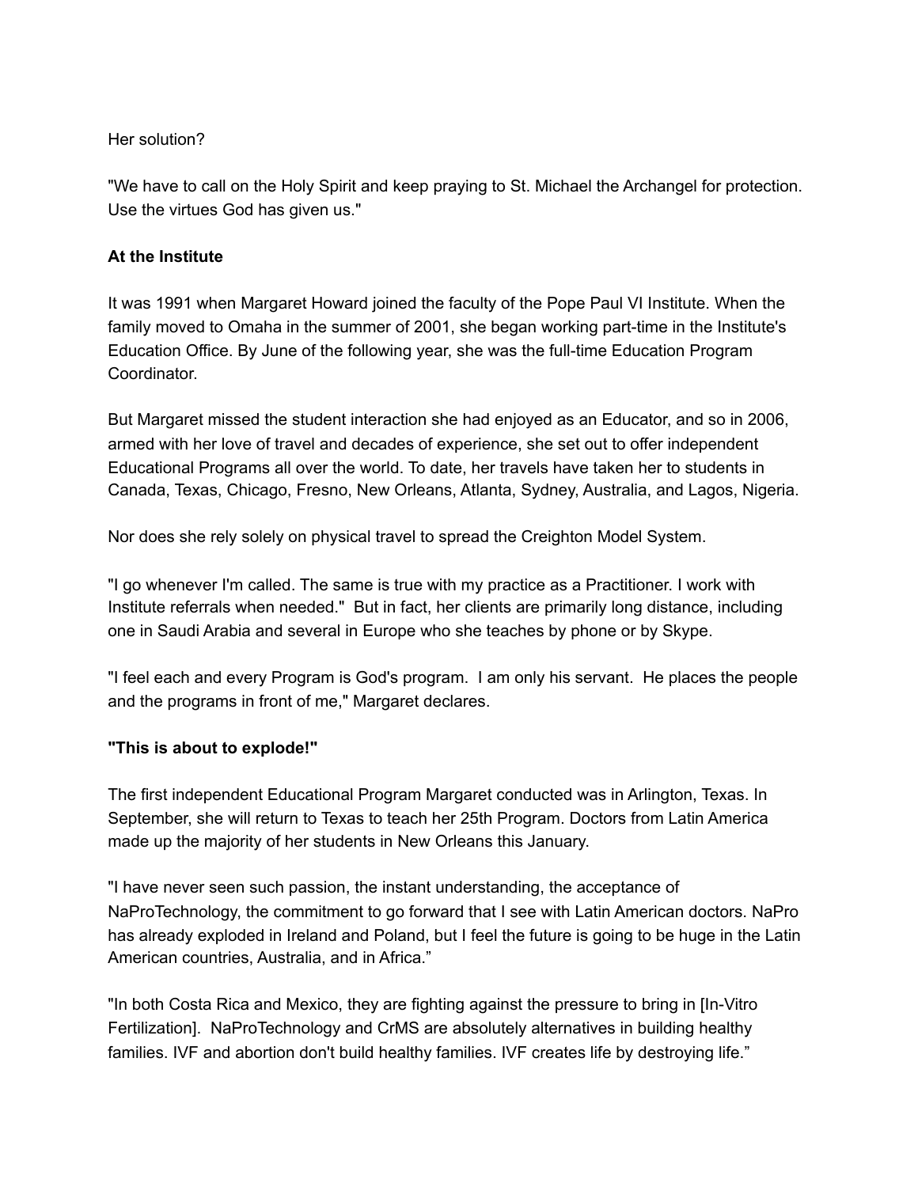Her solution?

"We have to call on the Holy Spirit and keep praying to St. Michael the Archangel for protection. Use the virtues God has given us."

**At the Institute**

It was 1991 when Margaret Howard joined the faculty of the Pope Paul VI Institute. When the family moved to Omaha in the summer of 2001, she began working part-time in the Institute's Education Office. By June of the following year, she was the full-time Education Program Coordinator.

But Margaret missed the student interaction she had enjoyed as an Educator, and so in 2006, armed with her love of travel and decades of experience, she set out to offer independent Educational Programs all over the world. To date, her travels have taken her to students in Canada, Texas, Chicago, Fresno, New Orleans, Atlanta, Sydney, Australia, and Lagos, Nigeria.

Nor does she rely solely on physical travel to spread the Creighton Model System.

"I go whenever I'm called. The same is true with my practice as a Practitioner. I work with Institute referrals when needed." But in fact, her clients are primarily long distance, including one in Saudi Arabia and several in Europe who she teaches by phone or by Skype.

"I feel each and every Program is God's program. I am only his servant. He places the people and the programs in front of me," Margaret declares.

**"This is about to explode!"**

The first independent Educational Program Margaret conducted was in Arlington, Texas. In September, she will return to Texas to teach her 25th Program. Doctors from Latin America made up the majority of her students in New Orleans this January.

"I have never seen such passion, the instant understanding, the acceptance of NaProTechnology, the commitment to go forward that I see with Latin American doctors. NaPro has already exploded in Ireland and Poland, but I feel the future is going to be huge in the Latin American countries, Australia, and in Africa."

"In both Costa Rica and Mexico, they are fighting against the pressure to bring in [In-Vitro Fertilization]. NaProTechnology and CrMS are absolutely alternatives in building healthy families. IVF and abortion don't build healthy families. IVF creates life by destroying life."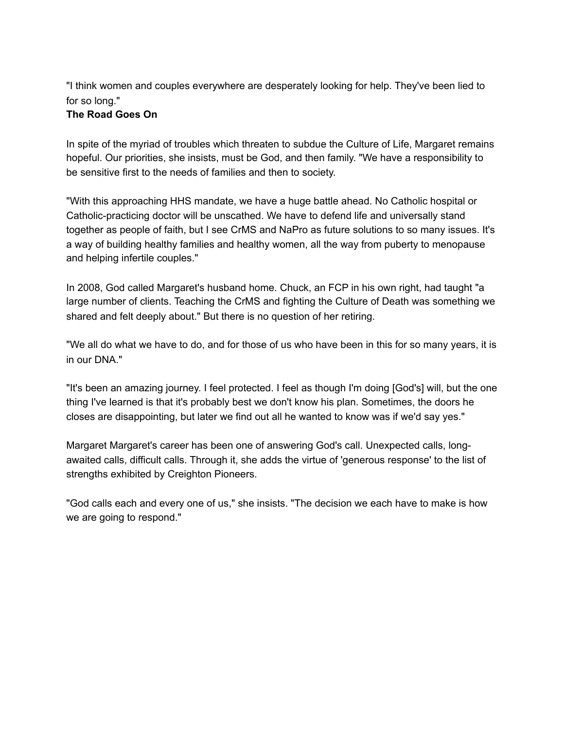"I think women and couples everywhere are desperately looking for help. They've been lied to for so long."

**The Road Goes On**

In spite of the myriad of troubles which threaten to subdue the Culture of Life, Margaret remains hopeful. Our priorities, she insists, must be God, and then family. "We have a responsibility to be sensitive first to the needs of families and then to society.

"With this approaching HHS mandate, we have a huge battle ahead. No Catholic hospital or Catholic-practicing doctor will be unscathed. We have to defend life and universally stand together as people of faith, but I see CrMS and NaPro as future solutions to so many issues. It's a way of building healthy families and healthy women, all the way from puberty to menopause and helping infertile couples."

In 2008, God called Margaret's husband home. Chuck, an FCP in his own right, had taught "a large number of clients. Teaching the CrMS and fighting the Culture of Death was something we shared and felt deeply about." But there is no question of her retiring.

"We all do what we have to do, and for those of us who have been in this for so many years, it is in our DNA."

"It's been an amazing journey. I feel protected. I feel as though I'm doing [God's] will, but the one thing I've learned is that it's probably best we don't know his plan. Sometimes, the doors he closes are disappointing, but later we find out all he wanted to know was if we'd say yes."

Margaret Margaret's career has been one of answering God's call. Unexpected calls, long-awaited calls, difficult calls. Through it, she adds the virtue of 'generous response' to the list of strengths exhibited by Creighton Pioneers.

"God calls each and every one of us," she insists. "The decision we each have to make is how we are going to respond."